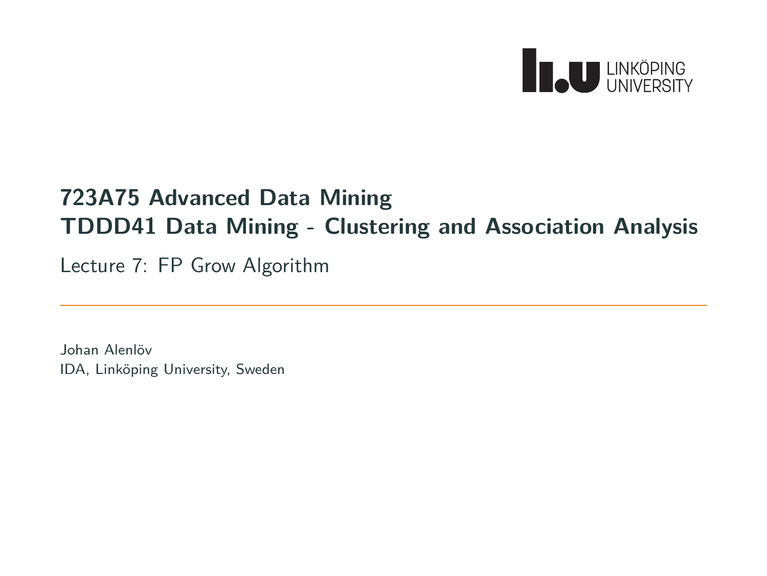# 723A75 Advanced Data Mining
# TDDD41 Data Mining - Clustering and Association Analysis

Lecture 7: FP Grow Algorithm

Johan Alenlöv
IDA, Linköping University, Sweden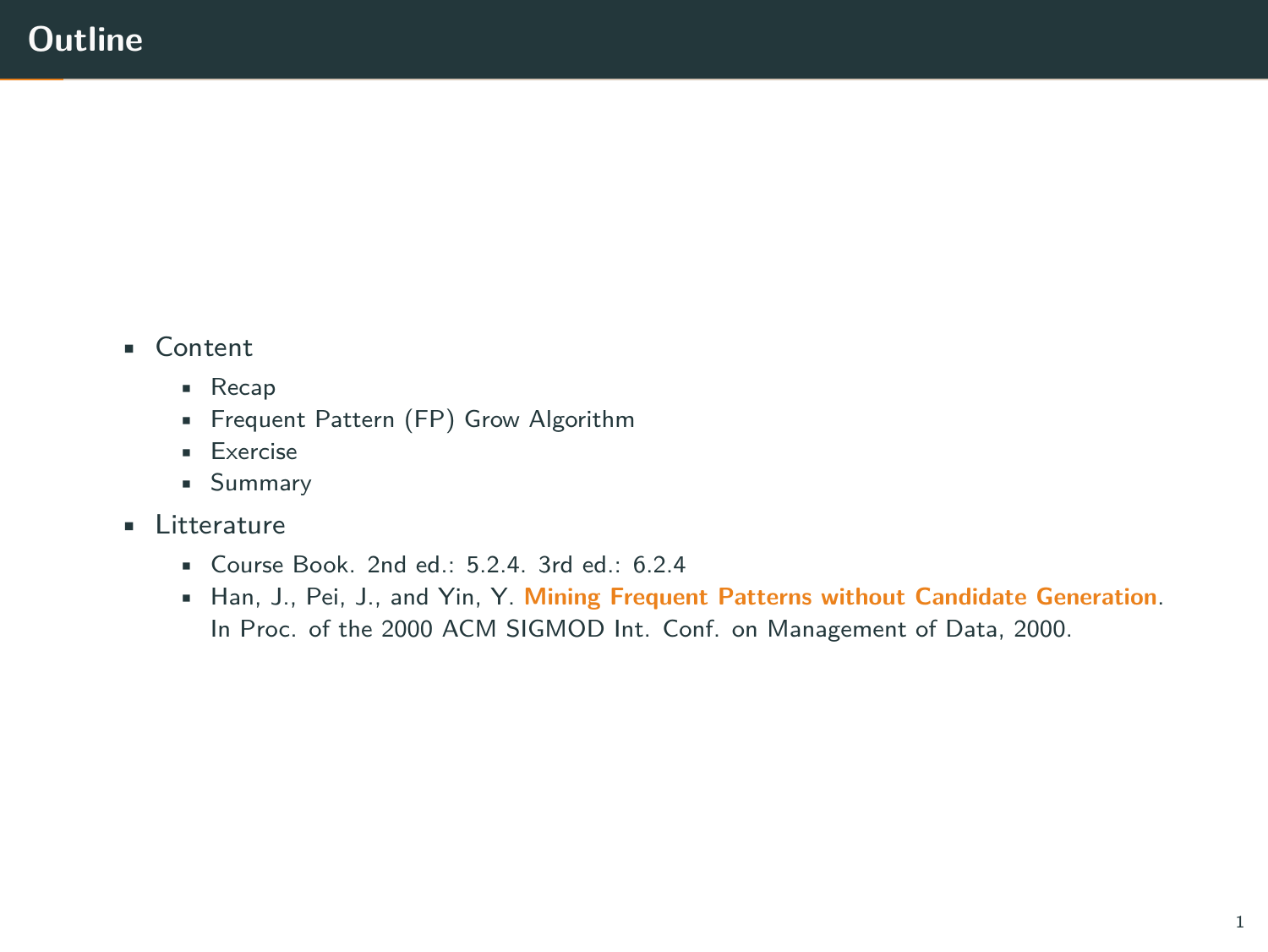# Outline

- Content
  - Recap
  - Frequent Pattern (FP) Grow Algorithm
  - Exercise
  - Summary
- Litterature
  - Course Book. 2nd ed.: 5.2.4. 3rd ed.: 6.2.4
  - Han, J., Pei, J., and Yin, Y. **Mining Frequent Patterns without Candidate Generation**. In Proc. of the 2000 ACM SIGMOD Int. Conf. on Management of Data, 2000.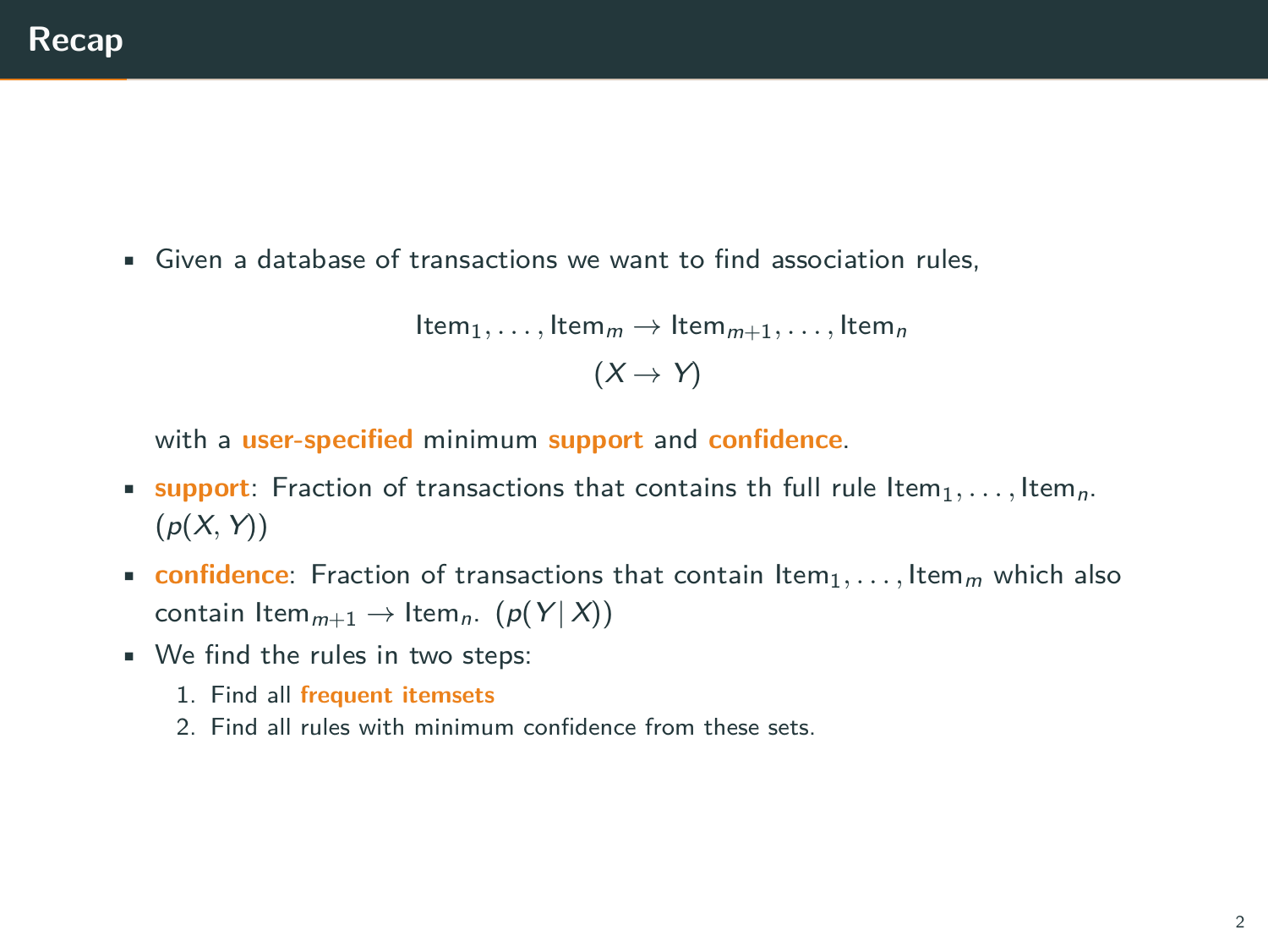# Recap

- Given a database of transactions we want to find association rules,

$$\text{Item}_1, \ldots, \text{Item}_m \rightarrow \text{Item}_{m+1}, \ldots, \text{Item}_n$$
$$(X \rightarrow Y)$$

  with a **user-specified** minimum **support** and **confidence**.

- **support**: Fraction of transactions that contains th full rule $\text{Item}_1, \ldots, \text{Item}_n$. ($p(X, Y)$)
- **confidence**: Fraction of transactions that contain $\text{Item}_1, \ldots, \text{Item}_m$ which also contain $\text{Item}_{m+1} \rightarrow \text{Item}_n$. ($p(Y | X)$)
- We find the rules in two steps:
  1. Find all **frequent itemsets**
  2. Find all rules with minimum confidence from these sets.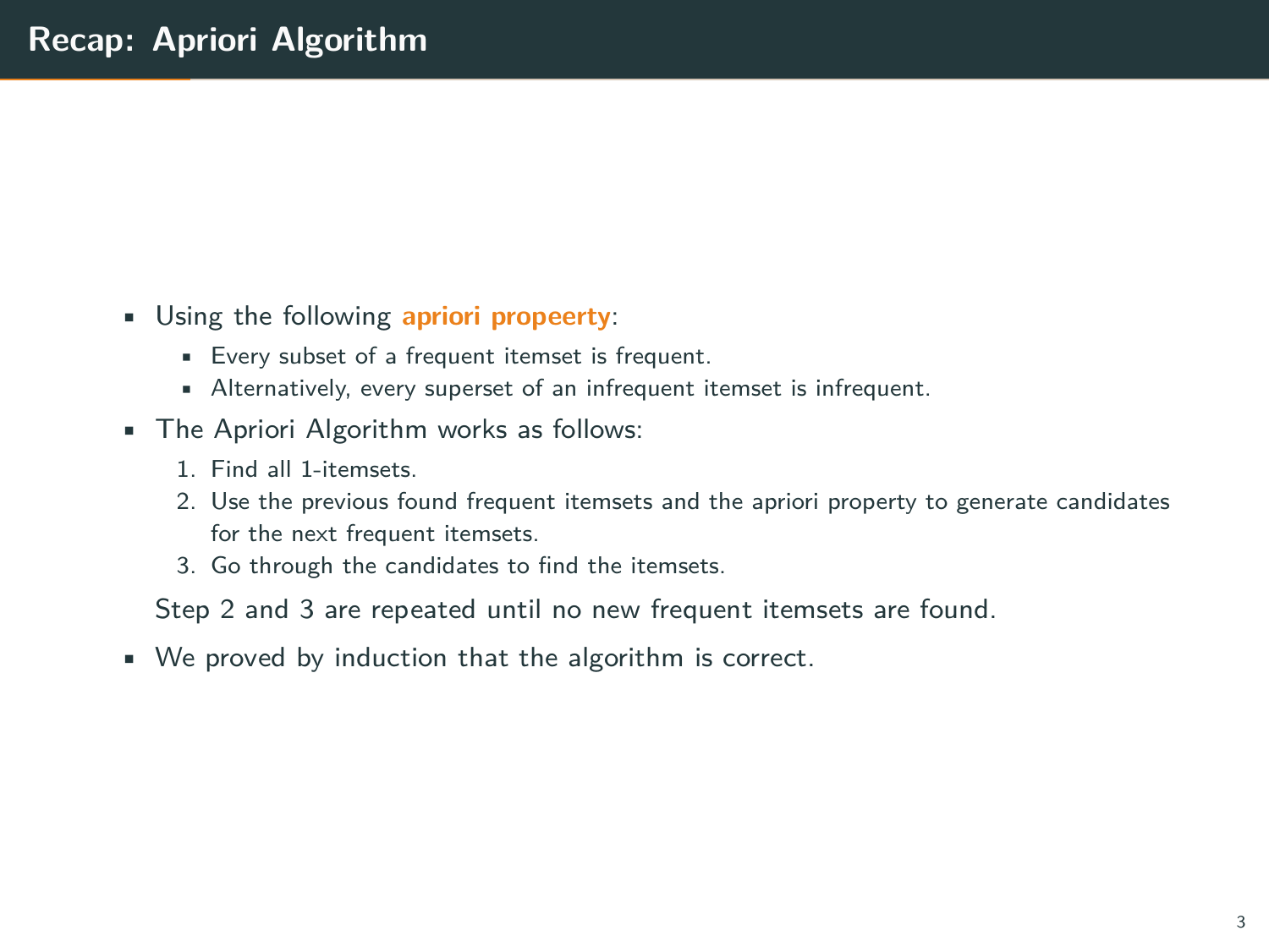# Recap: Apriori Algorithm

- Using the following **apriori propeerty**:
  - Every subset of a frequent itemset is frequent.
  - Alternatively, every superset of an infrequent itemset is infrequent.
- The Apriori Algorithm works as follows:
  1. Find all 1-itemsets.
  2. Use the previous found frequent itemsets and the apriori property to generate candidates for the next frequent itemsets.
  3. Go through the candidates to find the itemsets.

  Step 2 and 3 are repeated until no new frequent itemsets are found.
- We proved by induction that the algorithm is correct.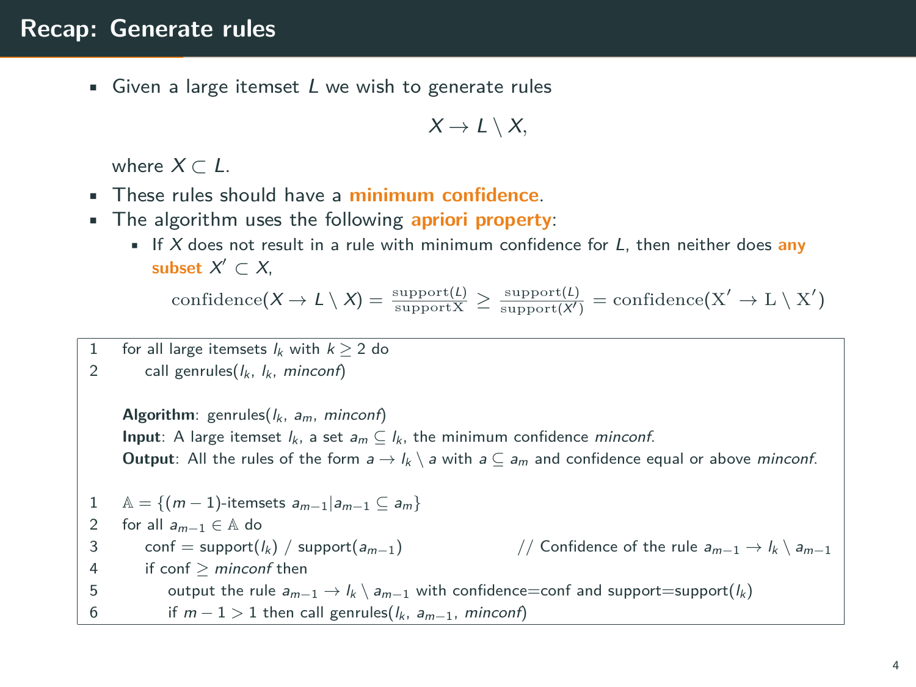# Recap: Generate rules

- Given a large itemset $L$ we wish to generate rules

$$X \rightarrow L \setminus X,$$

  where $X \subset L$.
- These rules should have a **minimum confidence**.
- The algorithm uses the following **apriori property**:
  - If $X$ does not result in a rule with minimum confidence for $L$, then neither does **any subset** $X' \subset X$,

$$\text{confidence}(X \rightarrow L \setminus X) = \frac{\text{support}(L)}{\text{supportX}} \geq \frac{\text{support}(L)}{\text{support}(X')} = \text{confidence}(\text{X}' \rightarrow \text{L} \setminus \text{X}')$$

```
1    for all large itemsets l_k with k ≥ 2 do
2        call genrules(l_k, l_k, minconf)

     Algorithm: genrules(l_k, a_m, minconf)
     Input: A large itemset l_k, a set a_m ⊆ l_k, the minimum confidence minconf.
     Output: All the rules of the form a → l_k \ a with a ⊆ a_m and confidence equal or above minconf.

1    𝔸 = {(m − 1)-itemsets a_{m−1} | a_{m−1} ⊆ a_m}
2    for all a_{m−1} ∈ 𝔸 do
3        conf = support(l_k) / support(a_{m−1})          // Confidence of the rule a_{m−1} → l_k \ a_{m−1}
4        if conf ≥ minconf then
5            output the rule a_{m−1} → l_k \ a_{m−1} with confidence=conf and support=support(l_k)
6            if m − 1 > 1 then call genrules(l_k, a_{m−1}, minconf)
```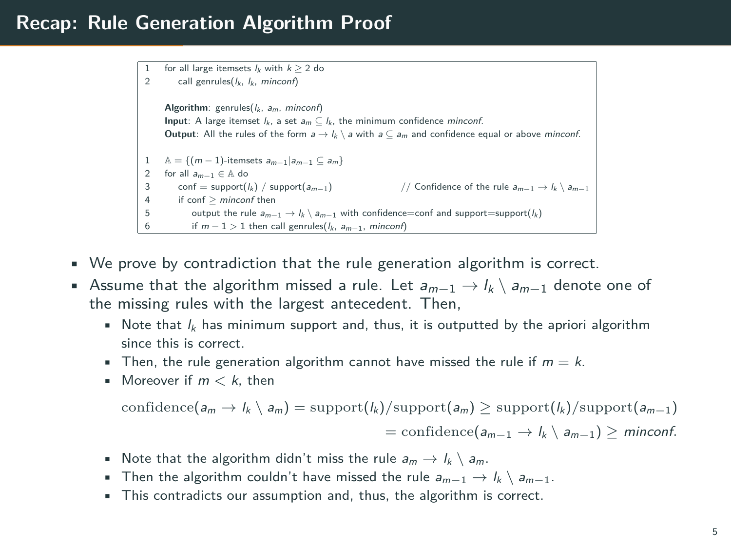# Recap: Rule Generation Algorithm Proof

```
1   for all large itemsets l_k with k ≥ 2 do
2       call genrules(l_k, l_k, minconf)

    Algorithm: genrules(l_k, a_m, minconf)
    Input: A large itemset l_k, a set a_m ⊆ l_k, the minimum confidence minconf.
    Output: All the rules of the form a → l_k \ a with a ⊆ a_m and confidence equal or above minconf.

1   𝔸 = {(m − 1)-itemsets a_{m−1} | a_{m−1} ⊆ a_m}
2   for all a_{m−1} ∈ 𝔸 do
3       conf = support(l_k) / support(a_{m−1})          // Confidence of the rule a_{m−1} → l_k \ a_{m−1}
4       if conf ≥ minconf then
5           output the rule a_{m−1} → l_k \ a_{m−1} with confidence=conf and support=support(l_k)
6           if m − 1 > 1 then call genrules(l_k, a_{m−1}, minconf)
```

- We prove by contradiction that the rule generation algorithm is correct.
- Assume that the algorithm missed a rule. Let $a_{m-1} \to l_k \setminus a_{m-1}$ denote one of the missing rules with the largest antecedent. Then,
  - Note that $l_k$ has minimum support and, thus, it is outputted by the apriori algorithm since this is correct.
  - Then, the rule generation algorithm cannot have missed the rule if $m = k$.
  - Moreover if $m < k$, then

$$\text{confidence}(a_m \to l_k \setminus a_m) = \text{support}(l_k)/\text{support}(a_m) \geq \text{support}(l_k)/\text{support}(a_{m-1})$$
$$= \text{confidence}(a_{m-1} \to l_k \setminus a_{m-1}) \geq \mathit{minconf}.$$

  - Note that the algorithm didn't miss the rule $a_m \to l_k \setminus a_m$.
  - Then the algorithm couldn't have missed the rule $a_{m-1} \to l_k \setminus a_{m-1}$.
  - This contradicts our assumption and, thus, the algorithm is correct.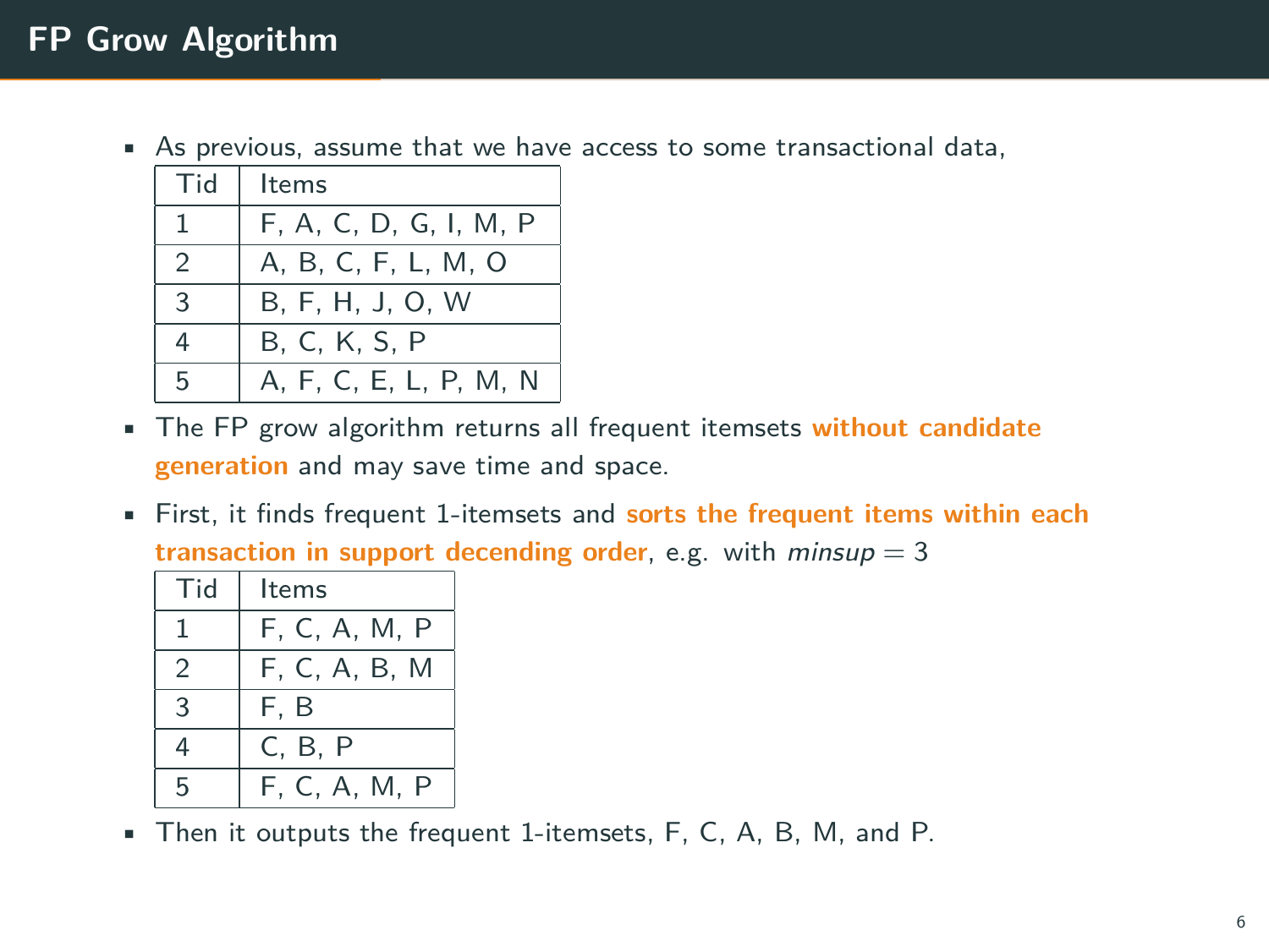# FP Grow Algorithm

- As previous, assume that we have access to some transactional data,

| Tid | Items |
|---|---|
| 1 | F, A, C, D, G, I, M, P |
| 2 | A, B, C, F, L, M, O |
| 3 | B, F, H, J, O, W |
| 4 | B, C, K, S, P |
| 5 | A, F, C, E, L, P, M, N |

- The FP grow algorithm returns all frequent itemsets **without candidate generation** and may save time and space.
- First, it finds frequent 1-itemsets and **sorts the frequent items within each transaction in support decending order**, e.g. with $minsup = 3$

| Tid | Items |
|---|---|
| 1 | F, C, A, M, P |
| 2 | F, C, A, B, M |
| 3 | F, B |
| 4 | C, B, P |
| 5 | F, C, A, M, P |

- Then it outputs the frequent 1-itemsets, F, C, A, B, M, and P.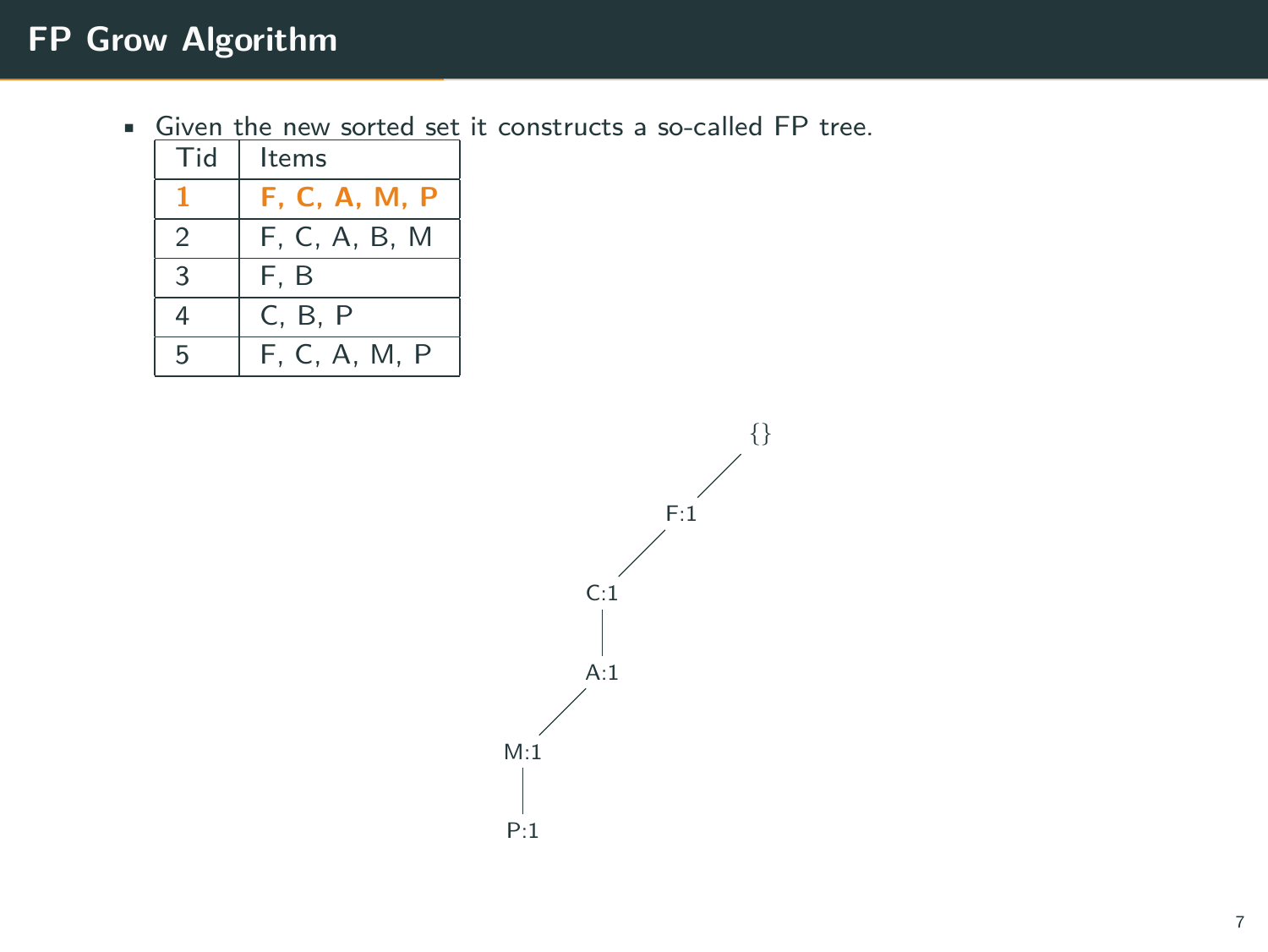# FP Grow Algorithm

- Given the new sorted set it constructs a so-called FP tree.

| Tid | Items |
|---|---|
| **1** | **F, C, A, M, P** |
| 2 | F, C, A, B, M |
| 3 | F, B |
| 4 | C, B, P |
| 5 | F, C, A, M, P |

```
{}
└── F:1
    └── C:1
        └── A:1
            └── M:1
                └── P:1
```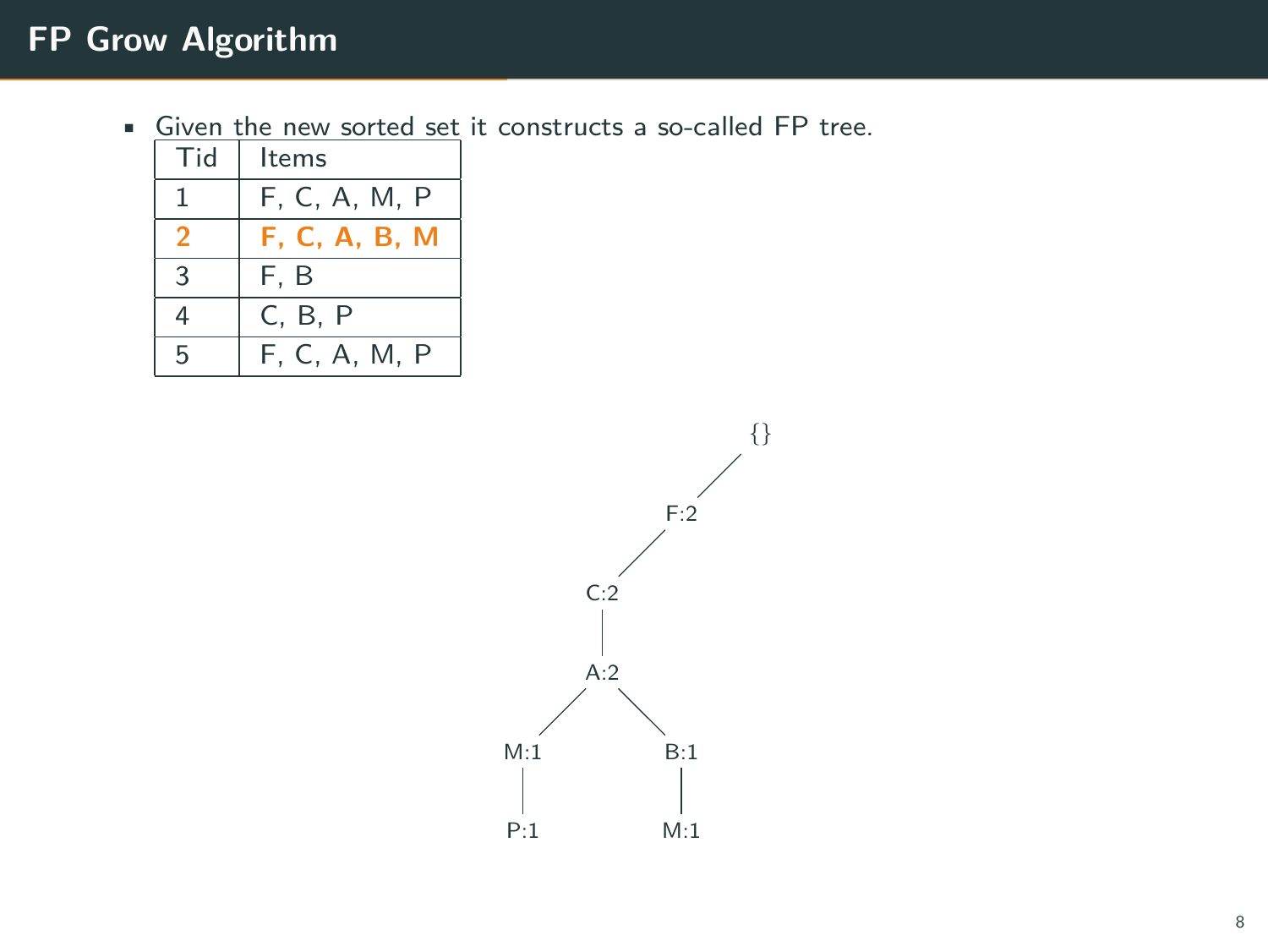# FP Grow Algorithm

- Given the new sorted set it constructs a so-called FP tree.

| Tid | Items |
|---|---|
| 1 | F, C, A, M, P |
| **2** | **F, C, A, B, M** |
| 3 | F, B |
| 4 | C, B, P |
| 5 | F, C, A, M, P |

```
{}
└── F:2
    └── C:2
        └── A:2
            ├── M:1
            │   └── P:1
            └── B:1
                └── M:1
```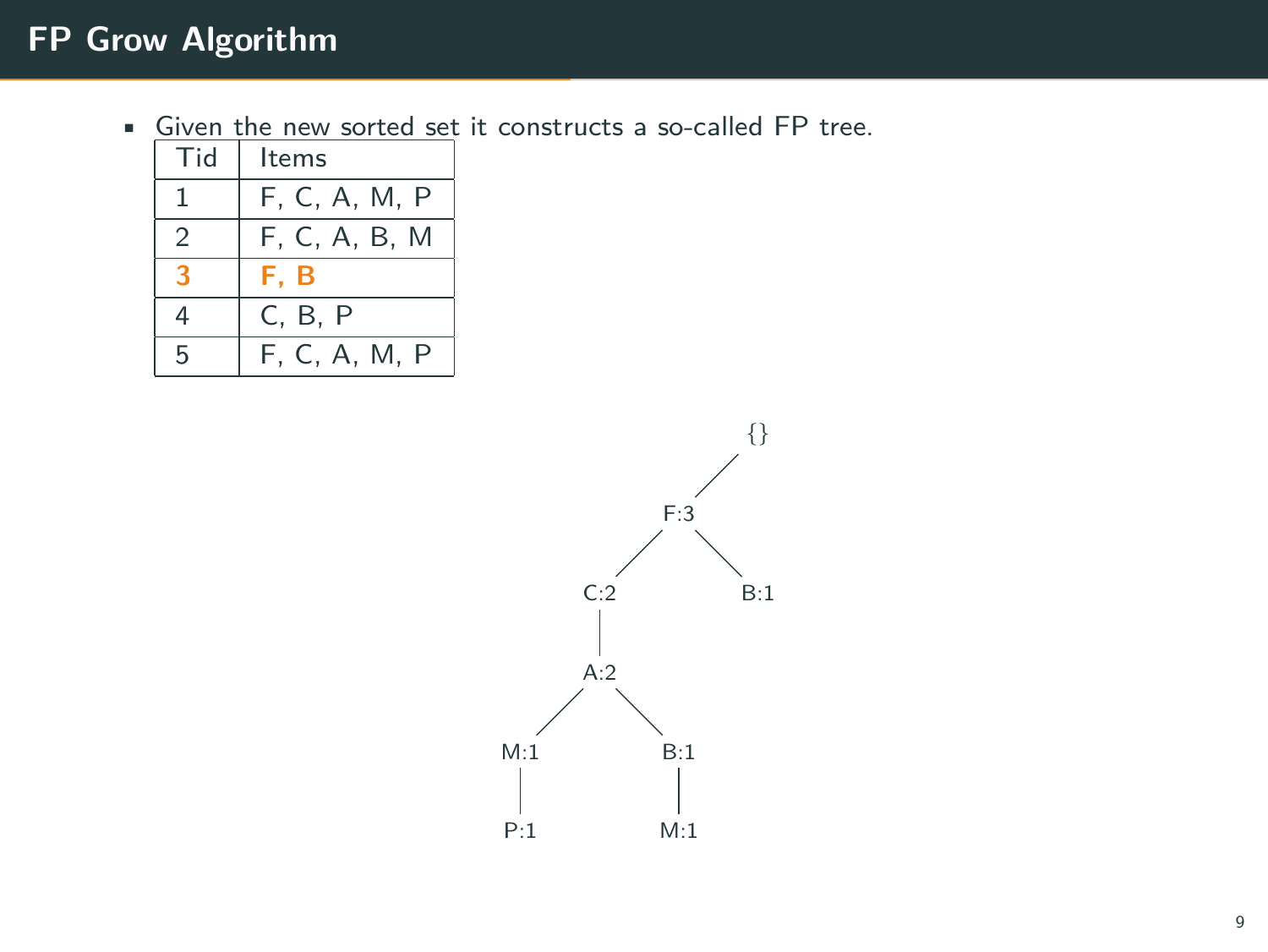# FP Grow Algorithm

- Given the new sorted set it constructs a so-called FP tree.

| Tid | Items |
|---|---|
| 1 | F, C, A, M, P |
| 2 | F, C, A, B, M |
| **3** | **F, B** |
| 4 | C, B, P |
| 5 | F, C, A, M, P |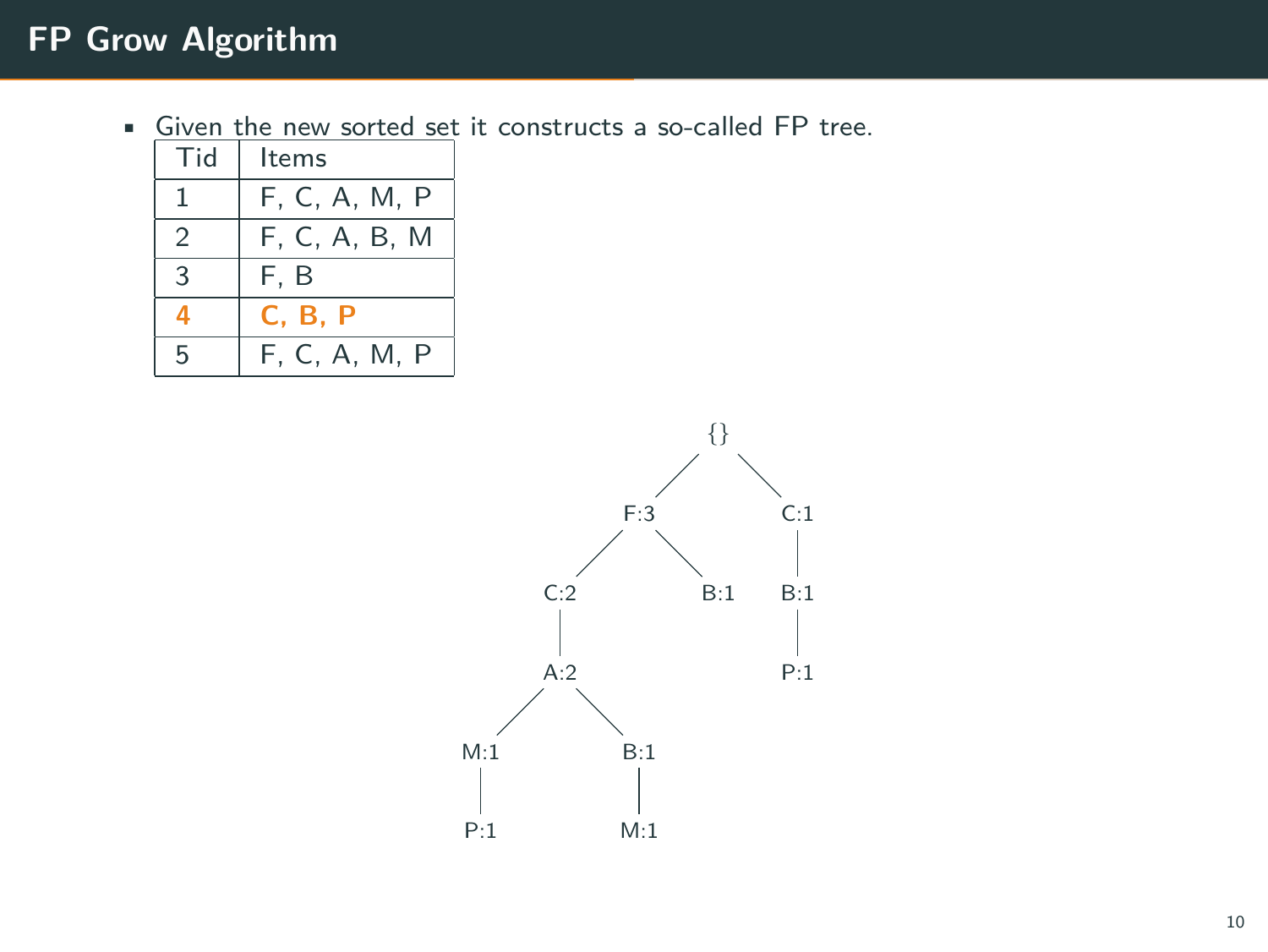# FP Grow Algorithm

- Given the new sorted set it constructs a so-called FP tree.

| Tid | Items |
|---|---|
| 1 | F, C, A, M, P |
| 2 | F, C, A, B, M |
| 3 | F, B |
| **4** | **C, B, P** |
| 5 | F, C, A, M, P |

```
                {}
              /    \
           F:3      C:1
          /   \       |
       C:2    B:1    B:1
        |             |
       A:2           P:1
      /   \
   M:1    B:1
    |      |
   P:1    M:1
```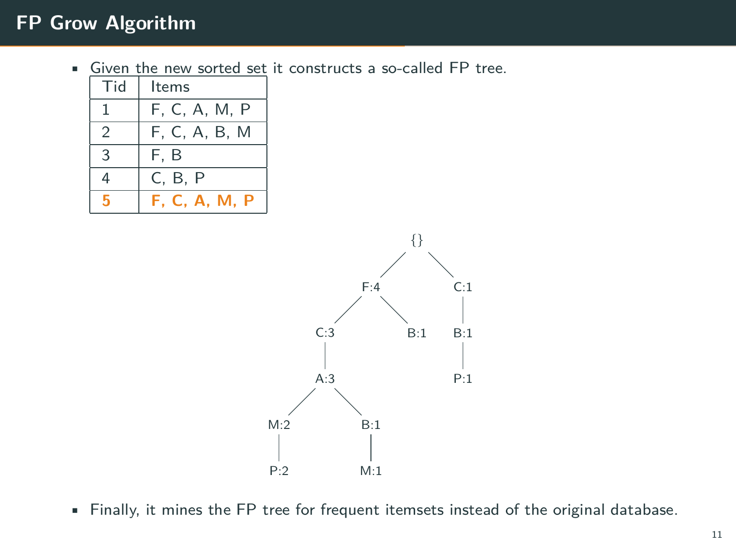# FP Grow Algorithm

- Given the new sorted set it constructs a so-called FP tree.

| Tid | Items |
|---|---|
| 1 | F, C, A, M, P |
| 2 | F, C, A, B, M |
| 3 | F, B |
| 4 | C, B, P |
| **5** | **F, C, A, M, P** |

```
                {}
              /    \
          F:4        C:1
         /   \         |
      C:3    B:1     B:1
       |               |
      A:3             P:1
     /   \
   M:2   B:1
    |     |
   P:2   M:1
```

- Finally, it mines the FP tree for frequent itemsets instead of the original database.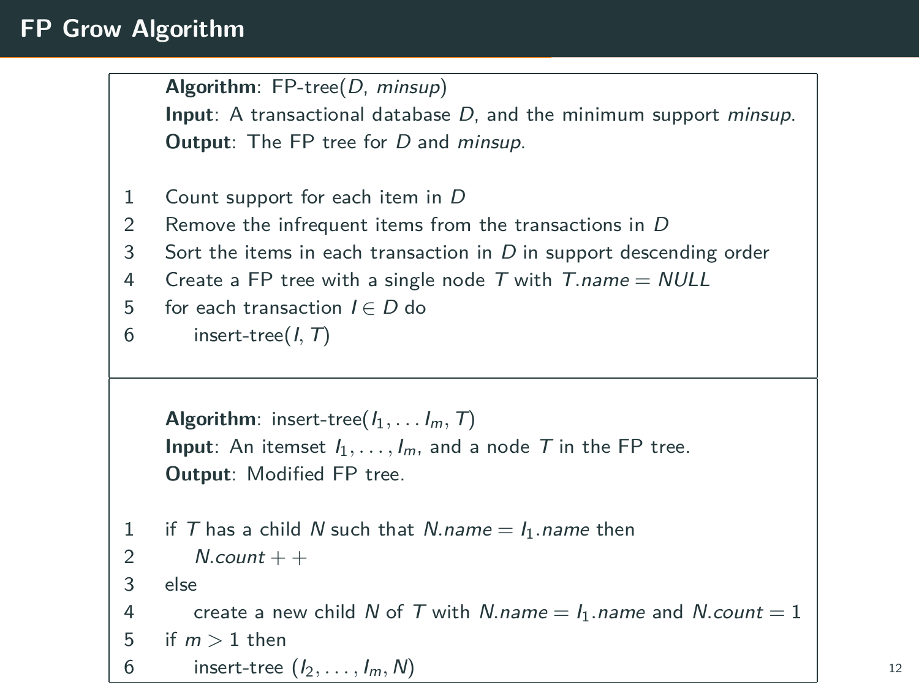# FP Grow Algorithm

**Algorithm**: FP-tree($D$, $minsup$)
**Input**: A transactional database $D$, and the minimum support $minsup$.
**Output**: The FP tree for $D$ and $minsup$.

```
1   Count support for each item in D
2   Remove the infrequent items from the transactions in D
3   Sort the items in each transaction in D in support descending order
4   Create a FP tree with a single node T with T.name = NULL
5   for each transaction I ∈ D do
6       insert-tree(I, T)
```

**Algorithm**: insert-tree($I_1, \ldots I_m$, $T$)
**Input**: An itemset $I_1, \ldots, I_m$, and a node $T$ in the FP tree.
**Output**: Modified FP tree.

```
1   if T has a child N such that N.name = I_1.name then
2       N.count++
3   else
4       create a new child N of T with N.name = I_1.name and N.count = 1
5   if m > 1 then
6       insert-tree (I_2, ..., I_m, N)
```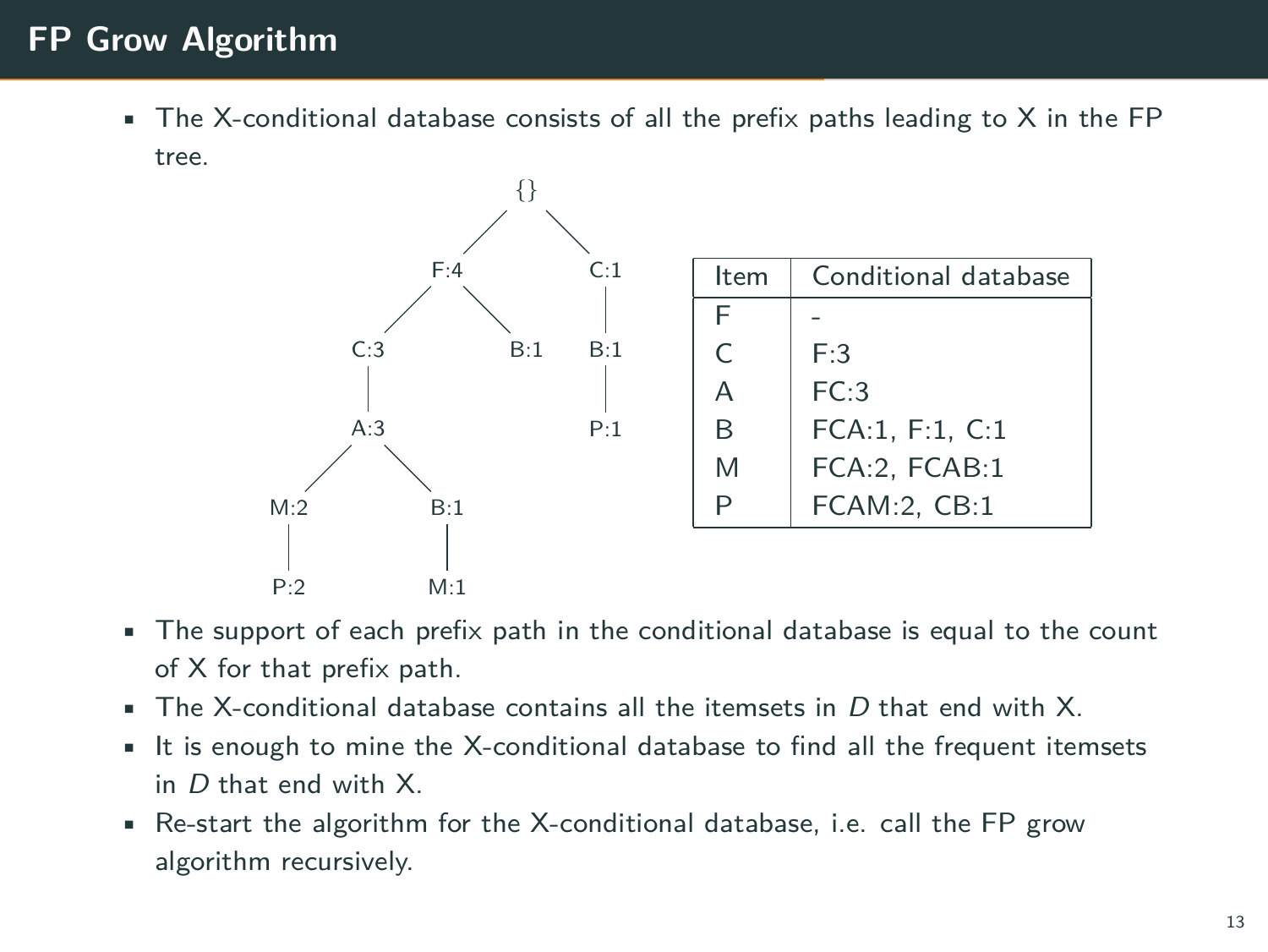# FP Grow Algorithm

- The X-conditional database consists of all the prefix paths leading to X in the FP tree.

| Item | Conditional database |
|---|---|
| F | - |
| C | F:3 |
| A | FC:3 |
| B | FCA:1, F:1, C:1 |
| M | FCA:2, FCAB:1 |
| P | FCAM:2, CB:1 |

- The support of each prefix path in the conditional database is equal to the count of X for that prefix path.
- The X-conditional database contains all the itemsets in *D* that end with X.
- It is enough to mine the X-conditional database to find all the frequent itemsets in *D* that end with X.
- Re-start the algorithm for the X-conditional database, i.e. call the FP grow algorithm recursively.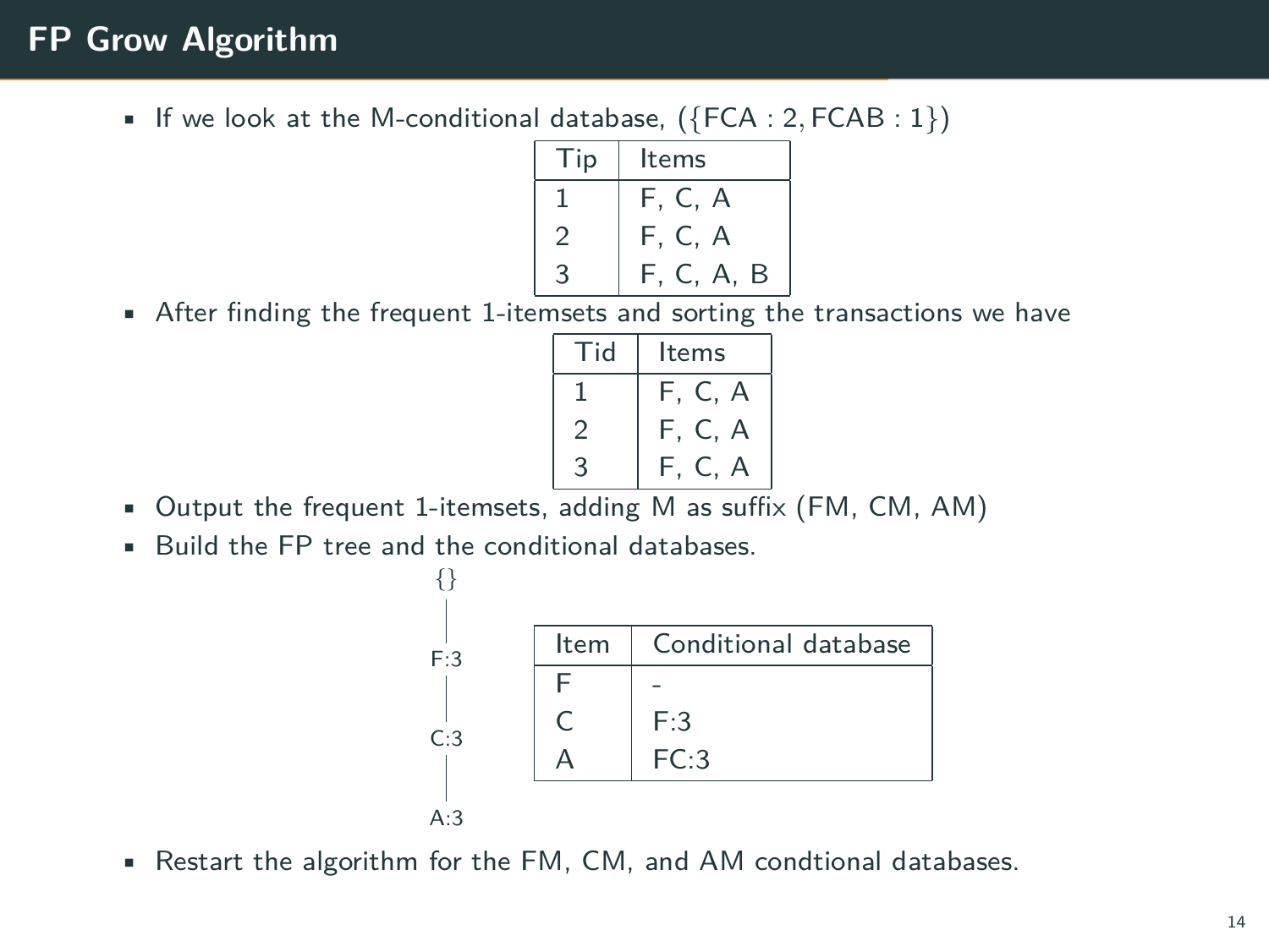# FP Grow Algorithm

- If we look at the M-conditional database, $(\{\text{FCA}:2, \text{FCAB}:1\})$

| Tip | Items |
|---|---|
| 1 | F, C, A |
| 2 | F, C, A |
| 3 | F, C, A, B |

- After finding the frequent 1-itemsets and sorting the transactions we have

| Tid | Items |
|---|---|
| 1 | F, C, A |
| 2 | F, C, A |
| 3 | F, C, A |

- Output the frequent 1-itemsets, adding M as suffix (FM, CM, AM)
- Build the FP tree and the conditional databases.

```
{}
|
F:3
|
C:3
|
A:3
```

| Item | Conditional database |
|---|---|
| F | - |
| C | F:3 |
| A | FC:3 |

- Restart the algorithm for the FM, CM, and AM condtional databases.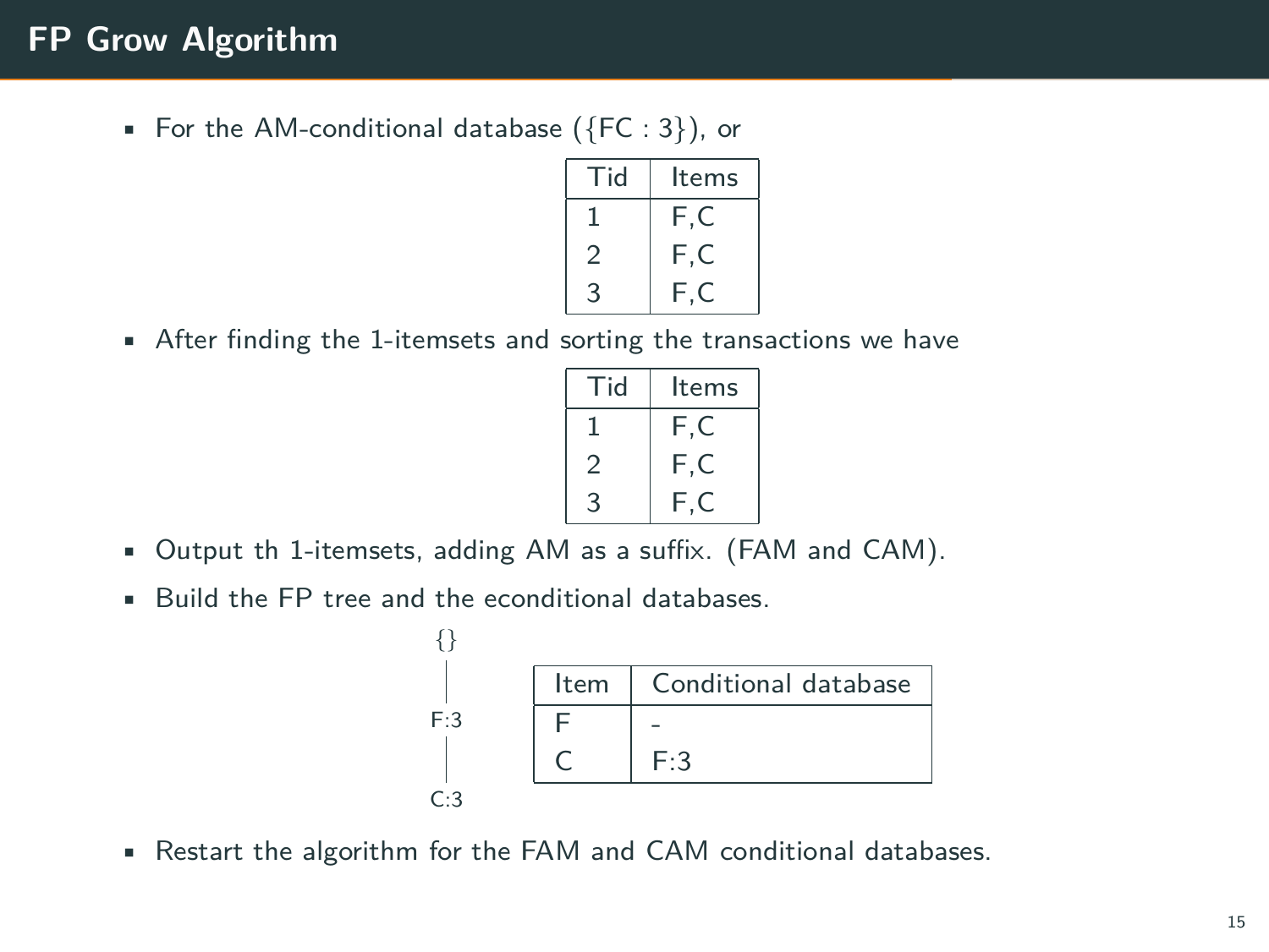# FP Grow Algorithm

- For the AM-conditional database ({FC : 3}), or

| Tid | Items |
|---|---|
| 1 | F,C |
| 2 | F,C |
| 3 | F,C |

- After finding the 1-itemsets and sorting the transactions we have

| Tid | Items |
|---|---|
| 1 | F,C |
| 2 | F,C |
| 3 | F,C |

- Output th 1-itemsets, adding AM as a suffix. (FAM and CAM).
- Build the FP tree and the econditional databases.

```
{}
|
F:3
|
C:3
```

| Item | Conditional database |
|---|---|
| F | - |
| C | F:3 |

- Restart the algorithm for the FAM and CAM conditional databases.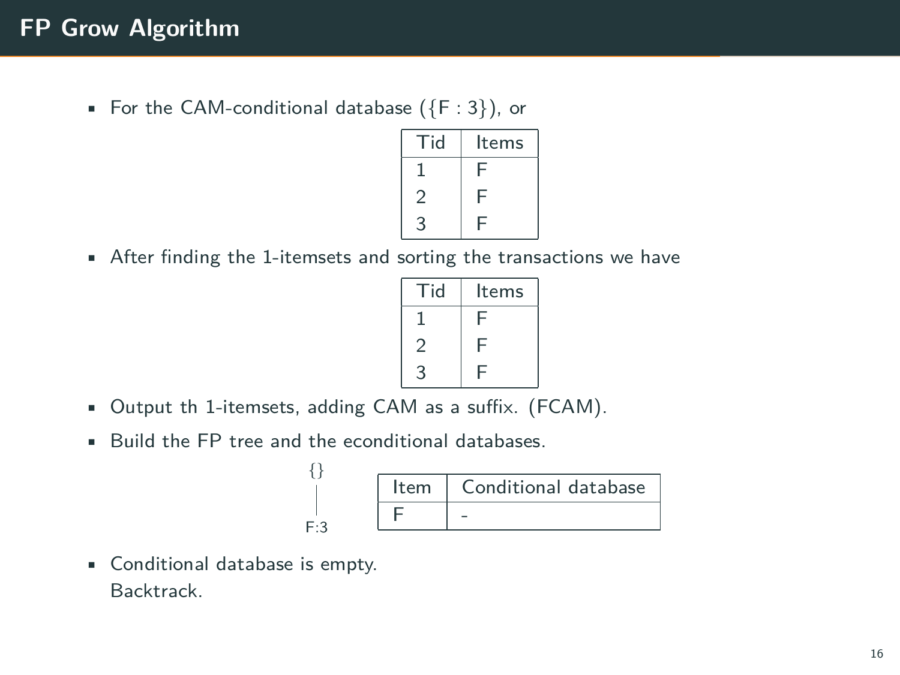# FP Grow Algorithm

- For the CAM-conditional database ({F : 3}), or

| Tid | Items |
|---|---|
| 1 | F |
| 2 | F |
| 3 | F |

- After finding the 1-itemsets and sorting the transactions we have

| Tid | Items |
|---|---|
| 1 | F |
| 2 | F |
| 3 | F |

- Output th 1-itemsets, adding CAM as a suffix. (FCAM).
- Build the FP tree and the econditional databases.

{}
|
F:3

| Item | Conditional database |
|---|---|
| F | - |

- Conditional database is empty.
  Backtrack.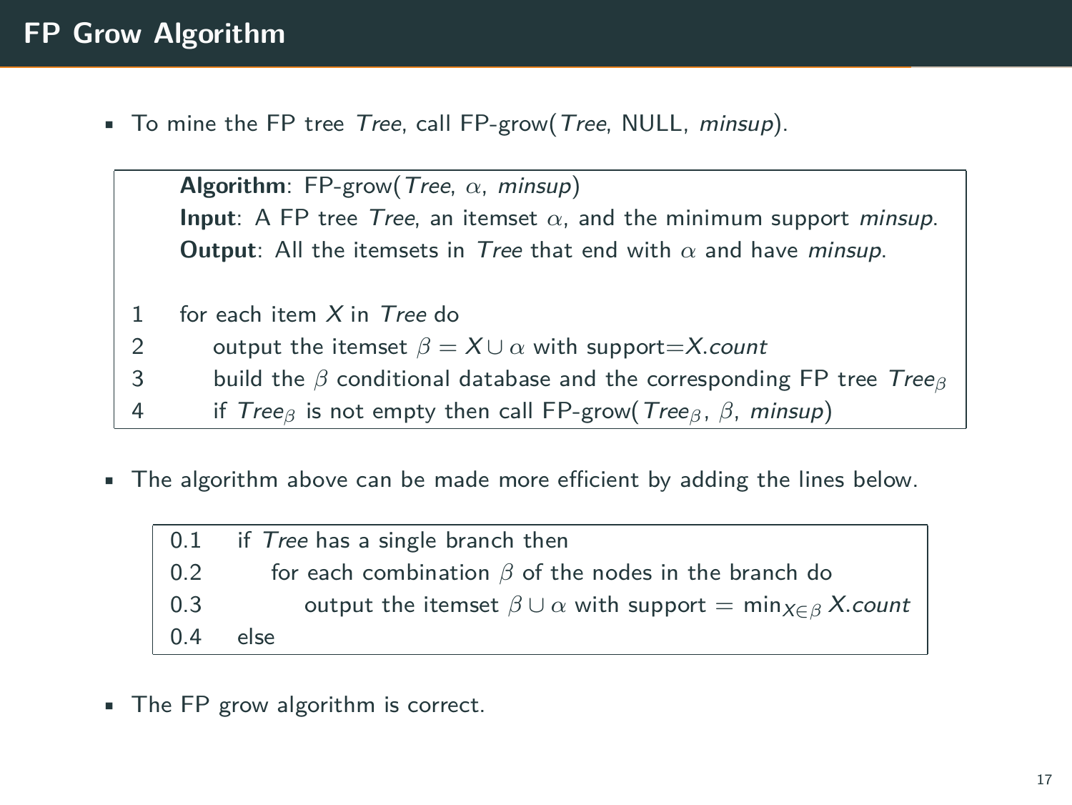# FP Grow Algorithm

- To mine the FP tree *Tree*, call FP-grow(*Tree*, NULL, *minsup*).

```
    Algorithm: FP-grow(Tree, α, minsup)
    Input: A FP tree Tree, an itemset α, and the minimum support minsup.
    Output: All the itemsets in Tree that end with α and have minsup.

1   for each item X in Tree do
2       output the itemset β = X ∪ α with support=X.count
3       build the β conditional database and the corresponding FP tree Tree_β
4       if Tree_β is not empty then call FP-grow(Tree_β, β, minsup)
```

- The algorithm above can be made more efficient by adding the lines below.

```
0.1   if Tree has a single branch then
0.2       for each combination β of the nodes in the branch do
0.3           output the itemset β ∪ α with support = min_{X∈β} X.count
0.4   else
```

- The FP grow algorithm is correct.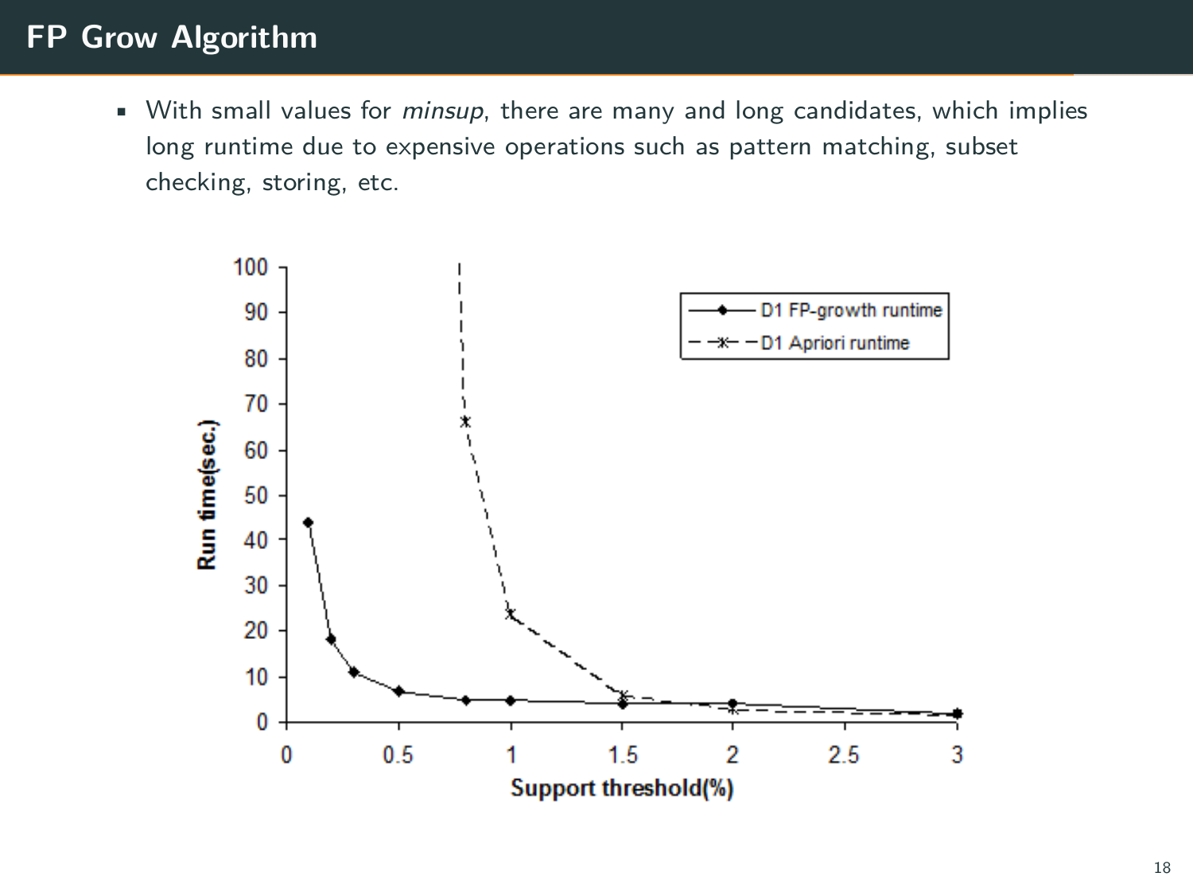# FP Grow Algorithm

- With small values for *minsup*, there are many and long candidates, which implies long runtime due to expensive operations such as pattern matching, subset checking, storing, etc.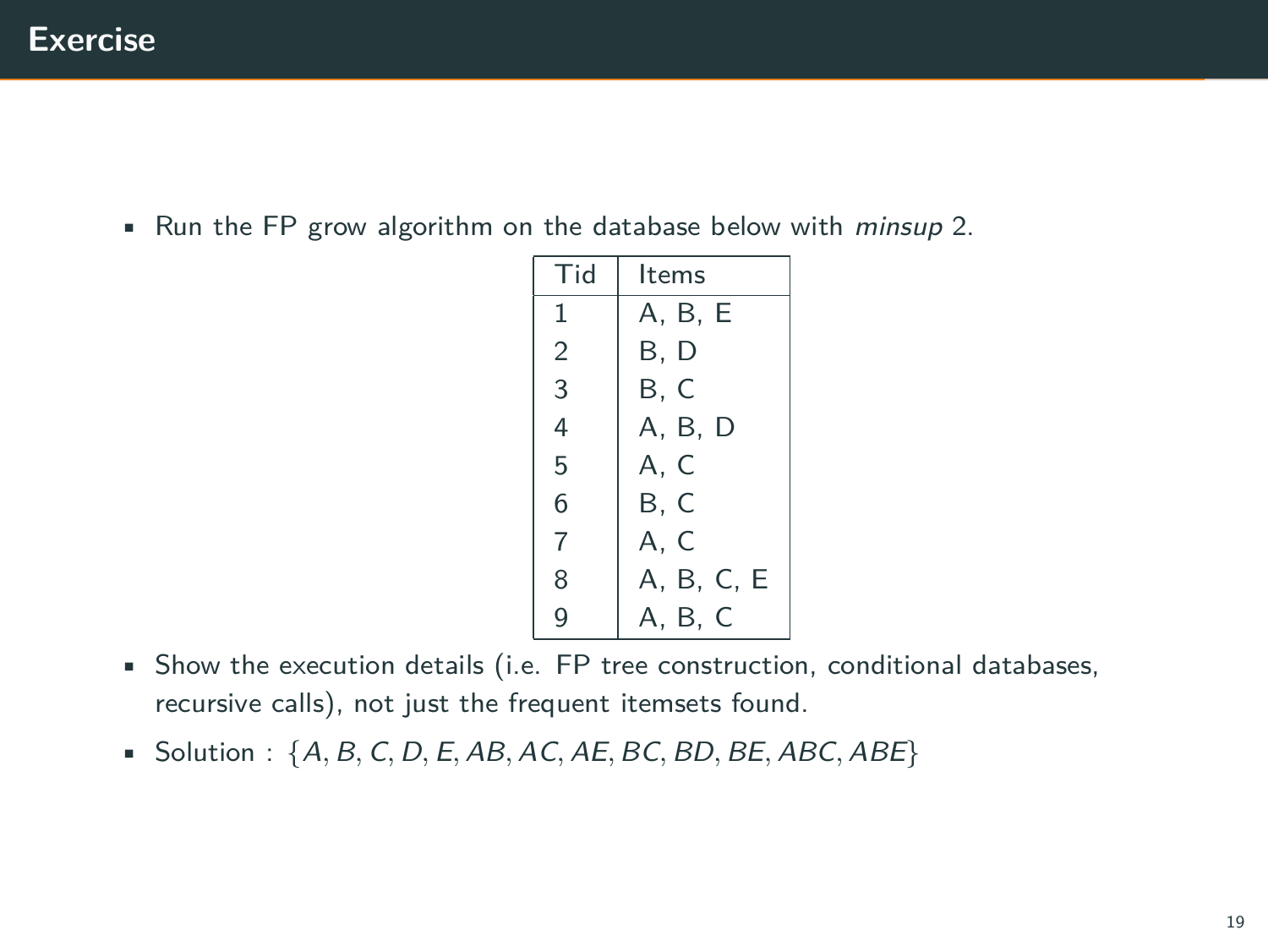# Exercise

- Run the FP grow algorithm on the database below with *minsup* 2.

| Tid | Items |
|---|---|
| 1 | A, B, E |
| 2 | B, D |
| 3 | B, C |
| 4 | A, B, D |
| 5 | A, C |
| 6 | B, C |
| 7 | A, C |
| 8 | A, B, C, E |
| 9 | A, B, C |

- Show the execution details (i.e. FP tree construction, conditional databases, recursive calls), not just the frequent itemsets found.
- Solution : $\{A, B, C, D, E, AB, AC, AE, BC, BD, BE, ABC, ABE\}$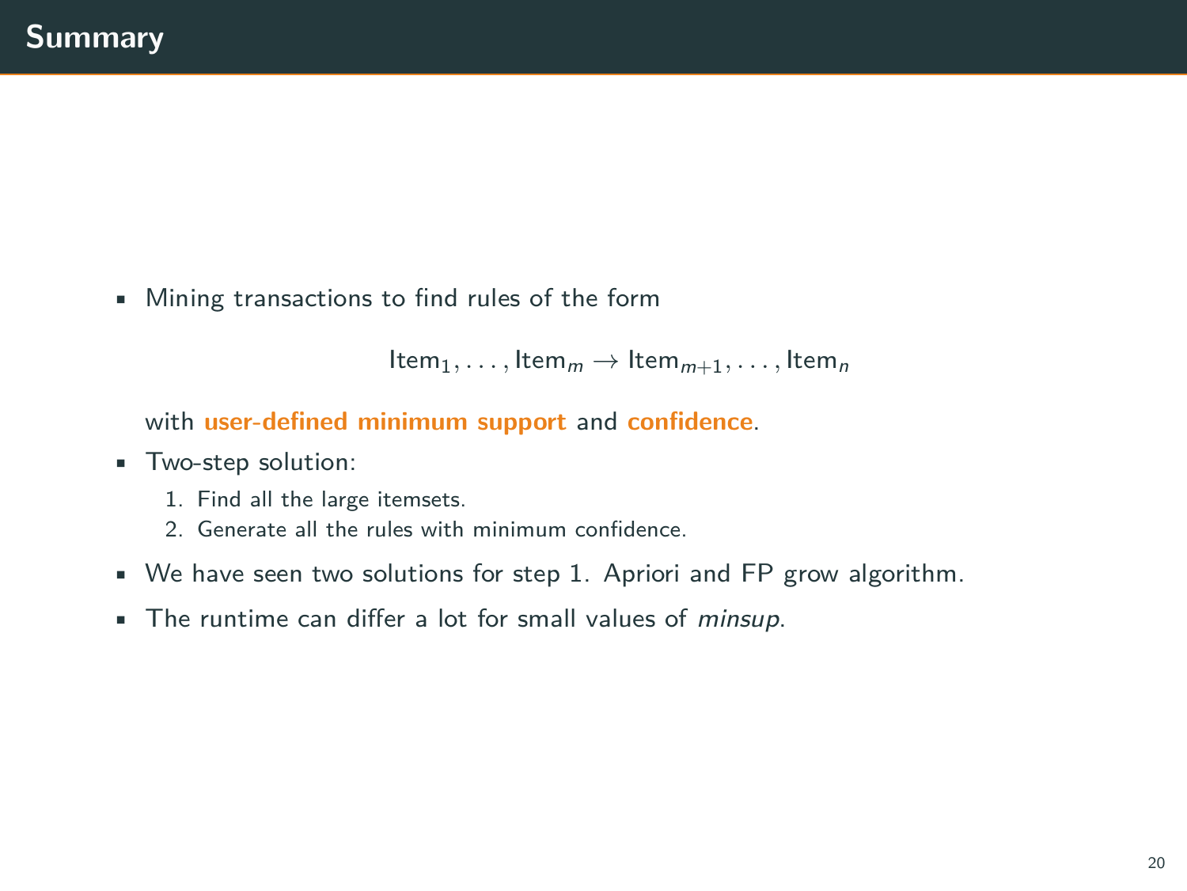# Summary

- Mining transactions to find rules of the form

$$\text{Item}_1, \ldots, \text{Item}_m \rightarrow \text{Item}_{m+1}, \ldots, \text{Item}_n$$

  with **user-defined minimum support** and **confidence**.

- Two-step solution:
  1. Find all the large itemsets.
  2. Generate all the rules with minimum confidence.

- We have seen two solutions for step 1. Apriori and FP grow algorithm.
- The runtime can differ a lot for small values of *minsup*.